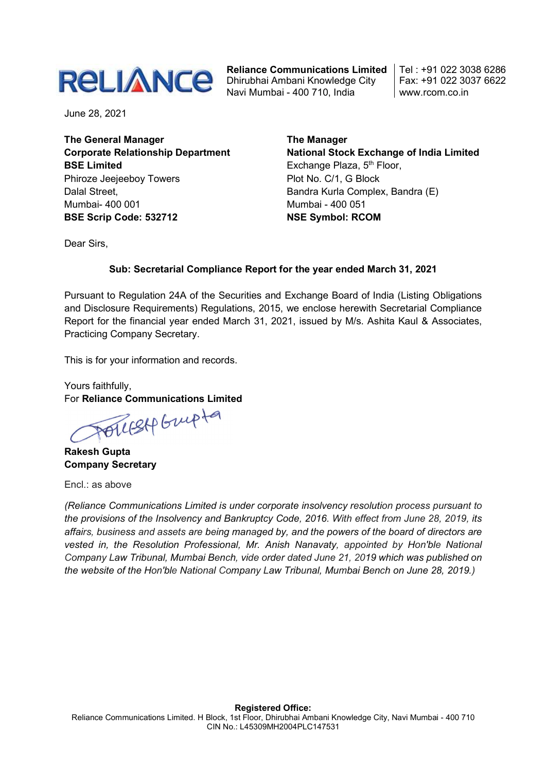**Reliance Communications Limited**
Dhirubhai Ambani Knowledge City
Navi Mumbai - 400 710, India

Tel : +91 022 3038 6286
Fax: +91 022 3037 6622
www.rcom.co.in

June 28, 2021

**The General Manager**
**Corporate Relationship Department**
**BSE Limited**
Phiroze Jeejeeboy Towers
Dalal Street,
Mumbai- 400 001
**BSE Scrip Code: 532712**

**The Manager**
**National Stock Exchange of India Limited**
Exchange Plaza, 5th Floor,
Plot No. C/1, G Block
Bandra Kurla Complex, Bandra (E)
Mumbai - 400 051
**NSE Symbol: RCOM**

Dear Sirs,

**Sub: Secretarial Compliance Report for the year ended March 31, 2021**

Pursuant to Regulation 24A of the Securities and Exchange Board of India (Listing Obligations and Disclosure Requirements) Regulations, 2015, we enclose herewith Secretarial Compliance Report for the financial year ended March 31, 2021, issued by M/s. Ashita Kaul & Associates, Practicing Company Secretary.

This is for your information and records.

Yours faithfully,
For **Reliance Communications Limited**

**Rakesh Gupta**
**Company Secretary**

Encl.: as above

*(Reliance Communications Limited is under corporate insolvency resolution process pursuant to the provisions of the Insolvency and Bankruptcy Code, 2016. With effect from June 28, 2019, its affairs, business and assets are being managed by, and the powers of the board of directors are vested in, the Resolution Professional, Mr. Anish Nanavaty, appointed by Hon'ble National Company Law Tribunal, Mumbai Bench, vide order dated June 21, 2019 which was published on the website of the Hon'ble National Company Law Tribunal, Mumbai Bench on June 28, 2019.)*

**Registered Office:**
Reliance Communications Limited. H Block, 1st Floor, Dhirubhai Ambani Knowledge City, Navi Mumbai - 400 710
CIN No.: L45309MH2004PLC147531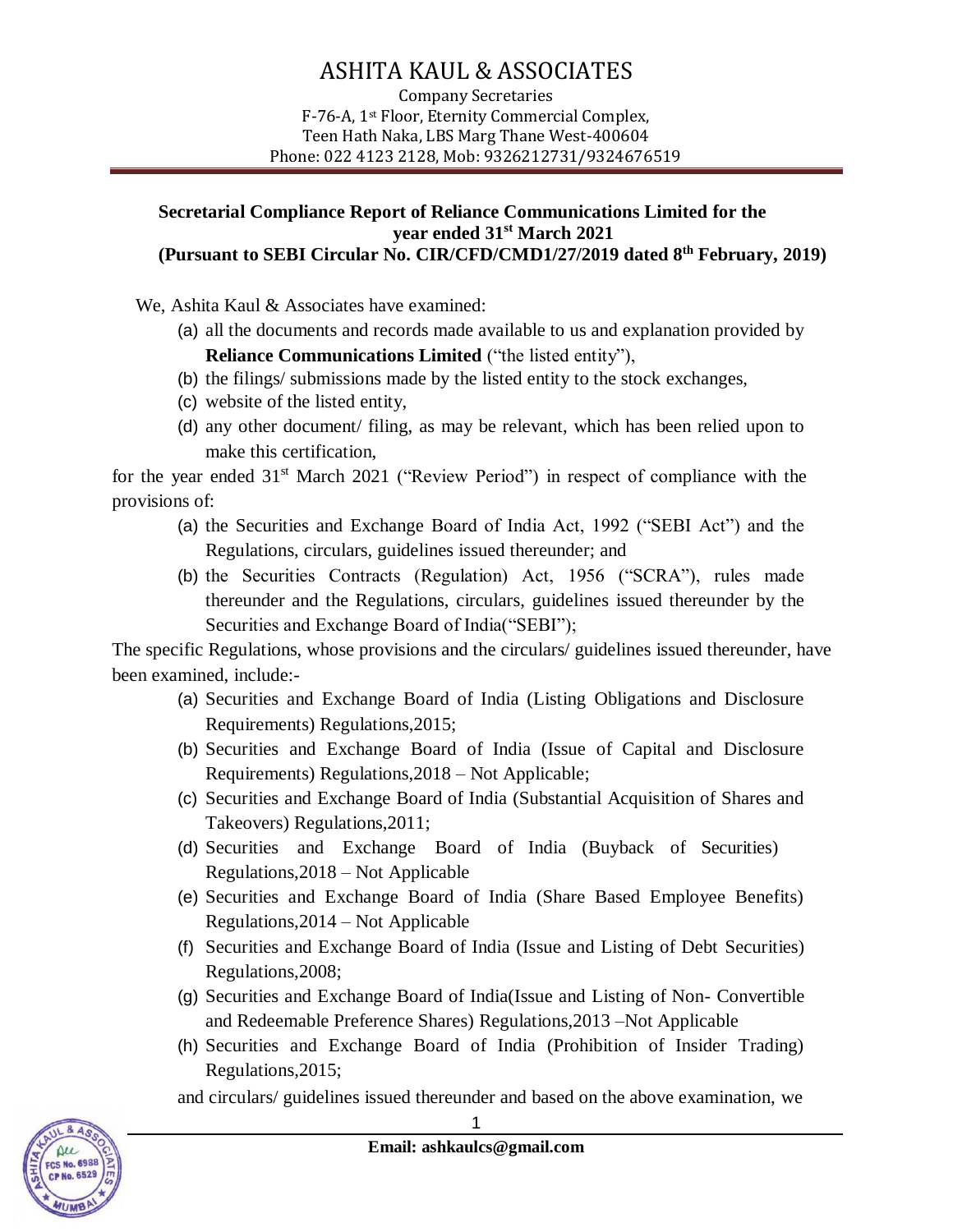# ASHITA KAUL & ASSOCIATES

Company Secretaries
F-76-A, 1st Floor, Eternity Commercial Complex,
Teen Hath Naka, LBS Marg Thane West-400604
Phone: 022 4123 2128, Mob: 9326212731/9324676519

**Secretarial Compliance Report of Reliance Communications Limited for the year ended 31st March 2021**
**(Pursuant to SEBI Circular No. CIR/CFD/CMD1/27/2019 dated 8th February, 2019)**

We, Ashita Kaul & Associates have examined:

(a) all the documents and records made available to us and explanation provided by **Reliance Communications Limited** ("the listed entity"),
(b) the filings/ submissions made by the listed entity to the stock exchanges,
(c) website of the listed entity,
(d) any other document/ filing, as may be relevant, which has been relied upon to make this certification,

for the year ended 31st March 2021 ("Review Period") in respect of compliance with the provisions of:

(a) the Securities and Exchange Board of India Act, 1992 ("SEBI Act") and the Regulations, circulars, guidelines issued thereunder; and
(b) the Securities Contracts (Regulation) Act, 1956 ("SCRA"), rules made thereunder and the Regulations, circulars, guidelines issued thereunder by the Securities and Exchange Board of India("SEBI");

The specific Regulations, whose provisions and the circulars/ guidelines issued thereunder, have been examined, include:-

(a) Securities and Exchange Board of India (Listing Obligations and Disclosure Requirements) Regulations,2015;
(b) Securities and Exchange Board of India (Issue of Capital and Disclosure Requirements) Regulations,2018 – Not Applicable;
(c) Securities and Exchange Board of India (Substantial Acquisition of Shares and Takeovers) Regulations,2011;
(d) Securities and Exchange Board of India (Buyback of Securities) Regulations,2018 – Not Applicable
(e) Securities and Exchange Board of India (Share Based Employee Benefits) Regulations,2014 – Not Applicable
(f) Securities and Exchange Board of India (Issue and Listing of Debt Securities) Regulations,2008;
(g) Securities and Exchange Board of India(Issue and Listing of Non- Convertible and Redeemable Preference Shares) Regulations,2013 –Not Applicable
(h) Securities and Exchange Board of India (Prohibition of Insider Trading) Regulations,2015;

and circulars/ guidelines issued thereunder and based on the above examination, we

**Email: ashkaulcs@gmail.com**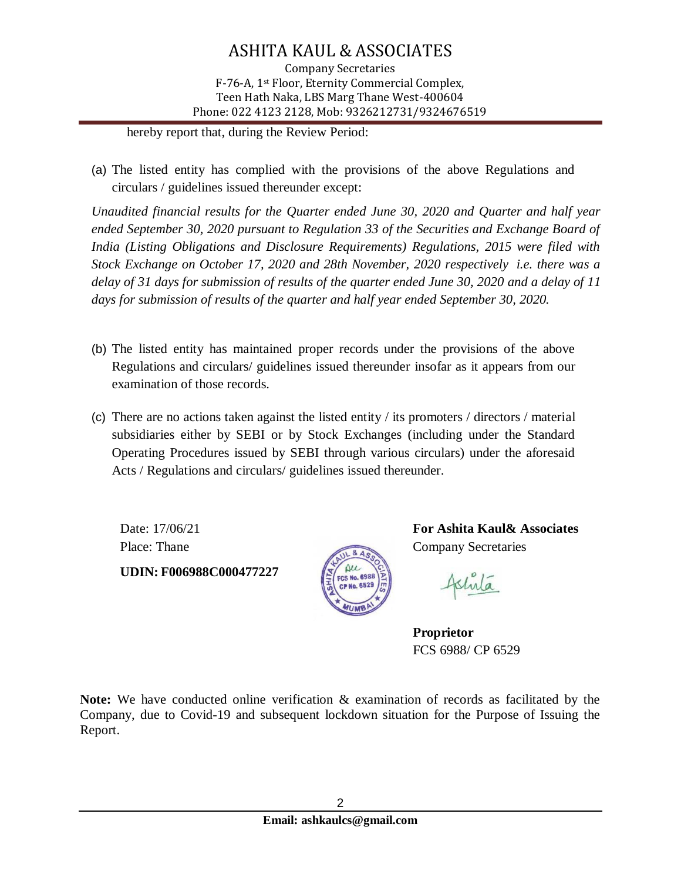hereby report that, during the Review Period:

(a) The listed entity has complied with the provisions of the above Regulations and circulars / guidelines issued thereunder except:

*Unaudited financial results for the Quarter ended June 30, 2020 and Quarter and half year ended September 30, 2020 pursuant to Regulation 33 of the Securities and Exchange Board of India (Listing Obligations and Disclosure Requirements) Regulations, 2015 were filed with Stock Exchange on October 17, 2020 and 28th November, 2020 respectively i.e. there was a delay of 31 days for submission of results of the quarter ended June 30, 2020 and a delay of 11 days for submission of results of the quarter and half year ended September 30, 2020.*

(b) The listed entity has maintained proper records under the provisions of the above Regulations and circulars/ guidelines issued thereunder insofar as it appears from our examination of those records.

(c) There are no actions taken against the listed entity / its promoters / directors / material subsidiaries either by SEBI or by Stock Exchanges (including under the Standard Operating Procedures issued by SEBI through various circulars) under the aforesaid Acts / Regulations and circulars/ guidelines issued thereunder.

Date: 17/06/21
Place: Thane

**UDIN: F006988C000477227**

**For Ashita Kaul& Associates**
Company Secretaries

**Proprietor**
FCS 6988/ CP 6529

**Note:** We have conducted online verification & examination of records as facilitated by the Company, due to Covid-19 and subsequent lockdown situation for the Purpose of Issuing the Report.